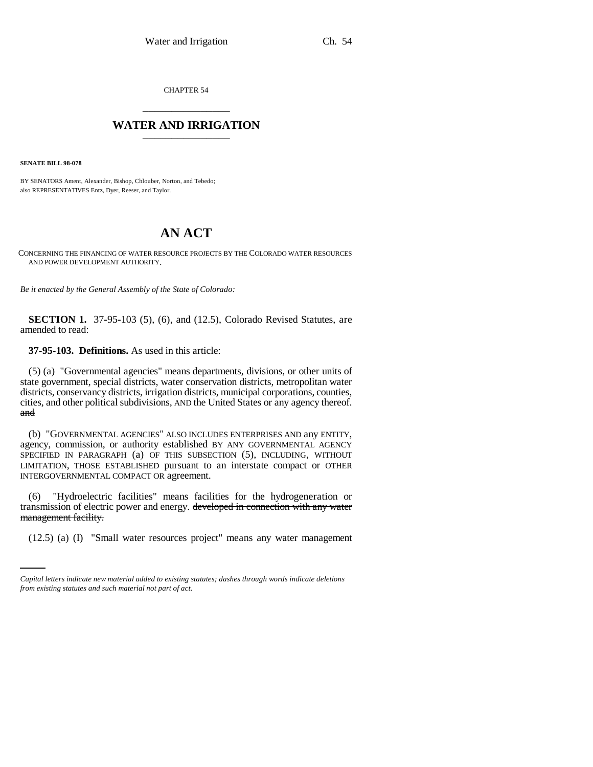CHAPTER 54

# WATER AND IRRIGATION

**SENATE BILL 98-078**

BY SENATORS Ament, Alexander, Bishop, Chlouber, Norton, and Tebedo;
also REPRESENTATIVES Entz, Dyer, Reeser, and Taylor.

# AN ACT

CONCERNING THE FINANCING OF WATER RESOURCE PROJECTS BY THE COLORADO WATER RESOURCES AND POWER DEVELOPMENT AUTHORITY.

*Be it enacted by the General Assembly of the State of Colorado:*

**SECTION 1.** 37-95-103 (5), (6), and (12.5), Colorado Revised Statutes, are amended to read:

**37-95-103. Definitions.** As used in this article:

(5) (a) "Governmental agencies" means departments, divisions, or other units of state government, special districts, water conservation districts, metropolitan water districts, conservancy districts, irrigation districts, municipal corporations, counties, cities, and other political subdivisions, AND the United States or any agency thereof. ~~and~~

(b) "GOVERNMENTAL AGENCIES" ALSO INCLUDES ENTERPRISES AND any ENTITY, agency, commission, or authority established BY ANY GOVERNMENTAL AGENCY SPECIFIED IN PARAGRAPH (a) OF THIS SUBSECTION (5), INCLUDING, WITHOUT LIMITATION, THOSE ESTABLISHED pursuant to an interstate compact or OTHER INTERGOVERNMENTAL COMPACT OR agreement.

(6) "Hydroelectric facilities" means facilities for the hydrogeneration or transmission of electric power and energy. ~~developed in connection with any water management facility.~~

(12.5) (a) (I) "Small water resources project" means any water management

*Capital letters indicate new material added to existing statutes; dashes through words indicate deletions from existing statutes and such material not part of act.*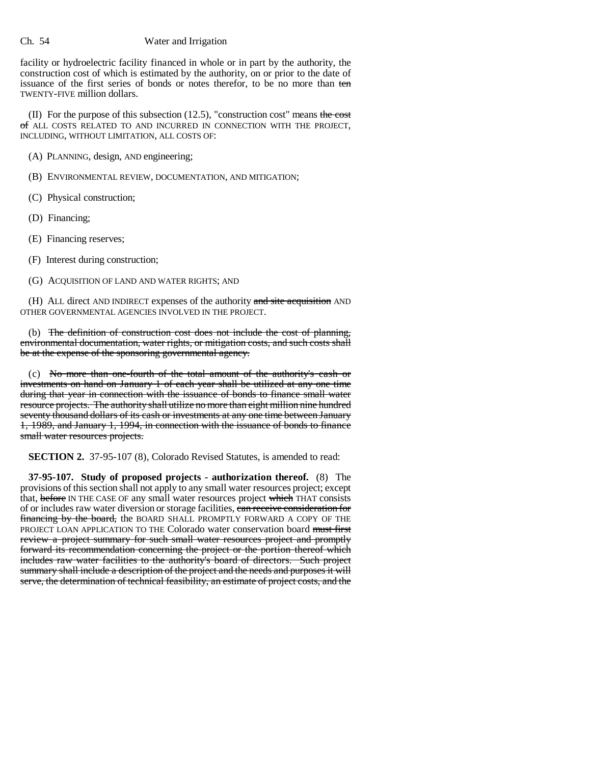facility or hydroelectric facility financed in whole or in part by the authority, the construction cost of which is estimated by the authority, on or prior to the date of issuance of the first series of bonds or notes therefor, to be no more than ~~ten~~ TWENTY-FIVE million dollars.

(II) For the purpose of this subsection (12.5), "construction cost" means ~~the cost of~~ ALL COSTS RELATED TO AND INCURRED IN CONNECTION WITH THE PROJECT, INCLUDING, WITHOUT LIMITATION, ALL COSTS OF:

(A) PLANNING, design, AND engineering;

(B) ENVIRONMENTAL REVIEW, DOCUMENTATION, AND MITIGATION;

(C) Physical construction;

(D) Financing;

(E) Financing reserves;

(F) Interest during construction;

(G) ACQUISITION OF LAND AND WATER RIGHTS; AND

(H) ALL direct AND INDIRECT expenses of the authority ~~and site acquisition~~ AND OTHER GOVERNMENTAL AGENCIES INVOLVED IN THE PROJECT.

(b) ~~The definition of construction cost does not include the cost of planning, environmental documentation, water rights, or mitigation costs, and such costs shall be at the expense of the sponsoring governmental agency.~~

(c) ~~No more than one-fourth of the total amount of the authority's cash or investments on hand on January 1 of each year shall be utilized at any one time during that year in connection with the issuance of bonds to finance small water resource projects. The authority shall utilize no more than eight million nine hundred seventy thousand dollars of its cash or investments at any one time between January 1, 1989, and January 1, 1994, in connection with the issuance of bonds to finance small water resources projects.~~

**SECTION 2.** 37-95-107 (8), Colorado Revised Statutes, is amended to read:

**37-95-107. Study of proposed projects - authorization thereof.** (8) The provisions of this section shall not apply to any small water resources project; except that, ~~before~~ IN THE CASE OF any small water resources project ~~which~~ THAT consists of or includes raw water diversion or storage facilities, ~~can receive consideration for financing by the board,~~ the BOARD SHALL PROMPTLY FORWARD A COPY OF THE PROJECT LOAN APPLICATION TO THE Colorado water conservation board ~~must first review a project summary for such small water resources project and promptly forward its recommendation concerning the project or the portion thereof which includes raw water facilities to the authority's board of directors. Such project summary shall include a description of the project and the needs and purposes it will serve, the determination of technical feasibility, an estimate of project costs, and the~~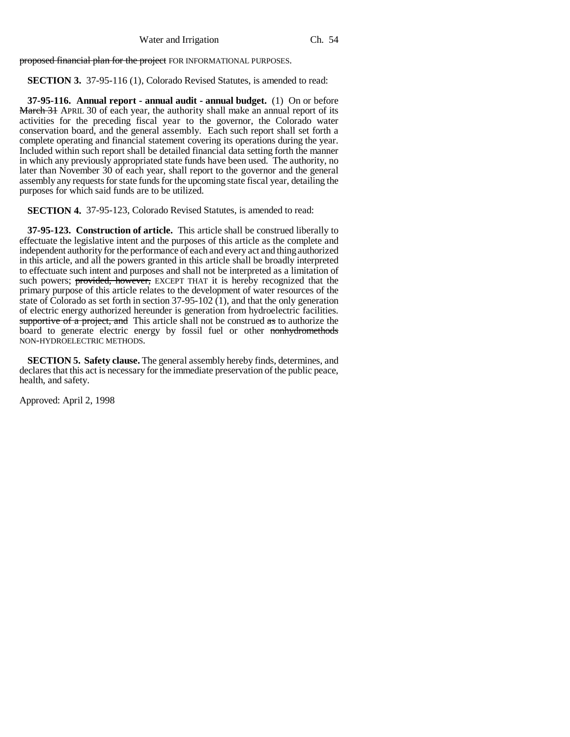~~proposed financial plan for the project~~ FOR INFORMATIONAL PURPOSES.

**SECTION 3.** 37-95-116 (1), Colorado Revised Statutes, is amended to read:

**37-95-116. Annual report - annual audit - annual budget.** (1) On or before ~~March 31~~ APRIL 30 of each year, the authority shall make an annual report of its activities for the preceding fiscal year to the governor, the Colorado water conservation board, and the general assembly. Each such report shall set forth a complete operating and financial statement covering its operations during the year. Included within such report shall be detailed financial data setting forth the manner in which any previously appropriated state funds have been used. The authority, no later than November 30 of each year, shall report to the governor and the general assembly any requests for state funds for the upcoming state fiscal year, detailing the purposes for which said funds are to be utilized.

**SECTION 4.** 37-95-123, Colorado Revised Statutes, is amended to read:

**37-95-123. Construction of article.** This article shall be construed liberally to effectuate the legislative intent and the purposes of this article as the complete and independent authority for the performance of each and every act and thing authorized in this article, and all the powers granted in this article shall be broadly interpreted to effectuate such intent and purposes and shall not be interpreted as a limitation of such powers; ~~provided, however,~~ EXCEPT THAT it is hereby recognized that the primary purpose of this article relates to the development of water resources of the state of Colorado as set forth in section 37-95-102 (1), and that the only generation of electric energy authorized hereunder is generation from hydroelectric facilities. ~~supportive of a project, and~~ This article shall not be construed ~~as~~ to authorize the board to generate electric energy by fossil fuel or other ~~nonhydromethods~~ NON-HYDROELECTRIC METHODS.

**SECTION 5. Safety clause.** The general assembly hereby finds, determines, and declares that this act is necessary for the immediate preservation of the public peace, health, and safety.

Approved: April 2, 1998